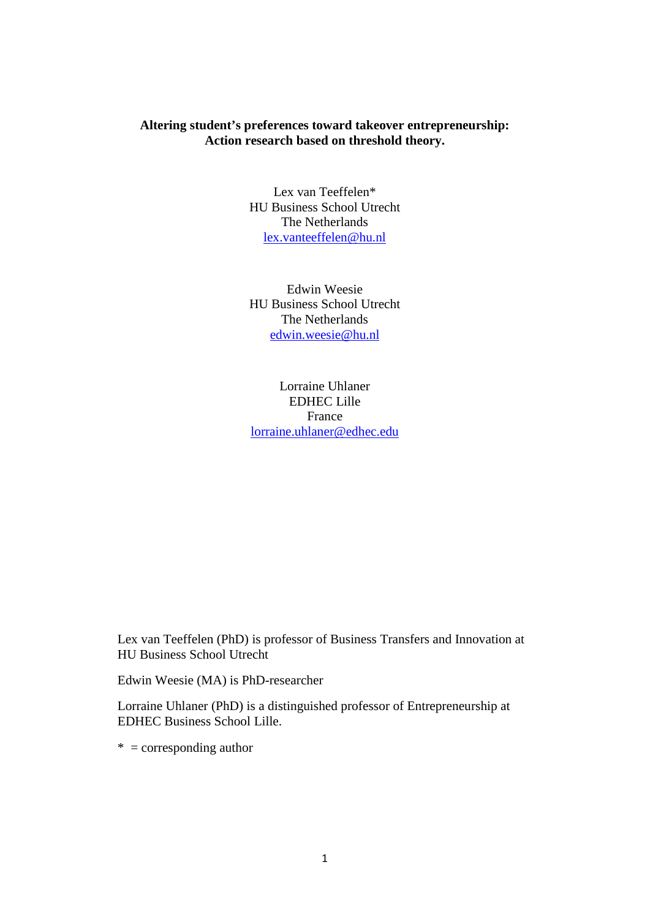**Altering student's preferences toward takeover entrepreneurship: Action research based on threshold theory.**

Lex van Teeffelen*
HU Business School Utrecht
The Netherlands
lex.vanteeffelen@hu.nl

Edwin Weesie
HU Business School Utrecht
The Netherlands
edwin.weesie@hu.nl

Lorraine Uhlaner
EDHEC Lille
France
lorraine.uhlaner@edhec.edu

Lex van Teeffelen (PhD) is professor of Business Transfers and Innovation at HU Business School Utrecht

Edwin Weesie (MA) is PhD-researcher

Lorraine Uhlaner (PhD) is a distinguished professor of Entrepreneurship at EDHEC Business School Lille.

* = corresponding author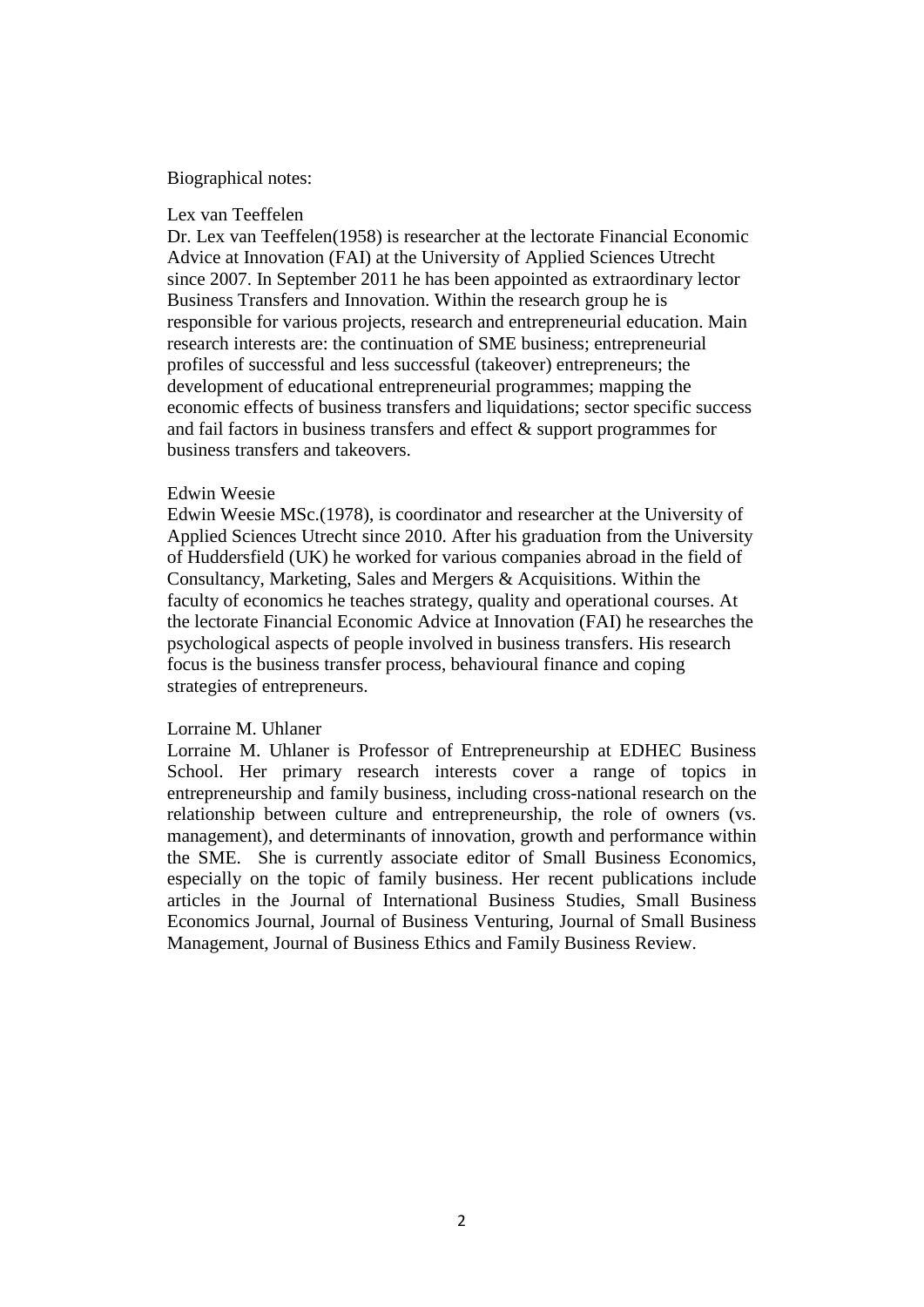Biographical notes:

Lex van Teeffelen

Dr. Lex van Teeffelen(1958) is researcher at the lectorate Financial Economic Advice at Innovation (FAI) at the University of Applied Sciences Utrecht since 2007. In September 2011 he has been appointed as extraordinary lector Business Transfers and Innovation. Within the research group he is responsible for various projects, research and entrepreneurial education. Main research interests are: the continuation of SME business; entrepreneurial profiles of successful and less successful (takeover) entrepreneurs; the development of educational entrepreneurial programmes; mapping the economic effects of business transfers and liquidations; sector specific success and fail factors in business transfers and effect & support programmes for business transfers and takeovers.

Edwin Weesie

Edwin Weesie MSc.(1978), is coordinator and researcher at the University of Applied Sciences Utrecht since 2010. After his graduation from the University of Huddersfield (UK) he worked for various companies abroad in the field of Consultancy, Marketing, Sales and Mergers & Acquisitions. Within the faculty of economics he teaches strategy, quality and operational courses. At the lectorate Financial Economic Advice at Innovation (FAI) he researches the psychological aspects of people involved in business transfers. His research focus is the business transfer process, behavioural finance and coping strategies of entrepreneurs.

Lorraine M. Uhlaner

Lorraine M. Uhlaner is Professor of Entrepreneurship at EDHEC Business School. Her primary research interests cover a range of topics in entrepreneurship and family business, including cross-national research on the relationship between culture and entrepreneurship, the role of owners (vs. management), and determinants of innovation, growth and performance within the SME. She is currently associate editor of Small Business Economics, especially on the topic of family business. Her recent publications include articles in the Journal of International Business Studies, Small Business Economics Journal, Journal of Business Venturing, Journal of Small Business Management, Journal of Business Ethics and Family Business Review.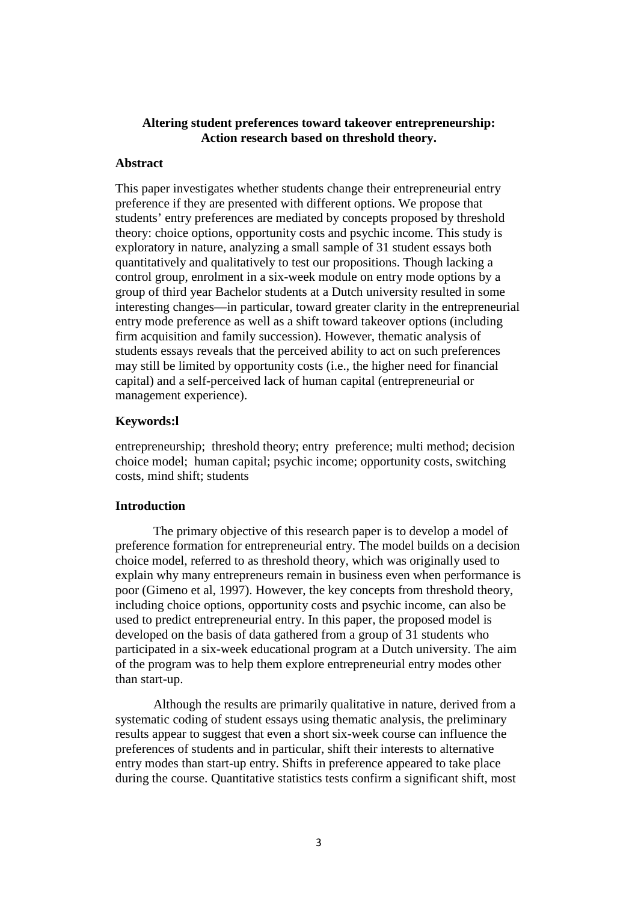**Altering student preferences toward takeover entrepreneurship: Action research based on threshold theory.**

## Abstract

This paper investigates whether students change their entrepreneurial entry preference if they are presented with different options. We propose that students' entry preferences are mediated by concepts proposed by threshold theory: choice options, opportunity costs and psychic income. This study is exploratory in nature, analyzing a small sample of 31 student essays both quantitatively and qualitatively to test our propositions. Though lacking a control group, enrolment in a six-week module on entry mode options by a group of third year Bachelor students at a Dutch university resulted in some interesting changes—in particular, toward greater clarity in the entrepreneurial entry mode preference as well as a shift toward takeover options (including firm acquisition and family succession). However, thematic analysis of students essays reveals that the perceived ability to act on such preferences may still be limited by opportunity costs (i.e., the higher need for financial capital) and a self-perceived lack of human capital (entrepreneurial or management experience).

## Keywords:l

entrepreneurship; threshold theory; entry preference; multi method; decision choice model; human capital; psychic income; opportunity costs, switching costs, mind shift; students

## Introduction

The primary objective of this research paper is to develop a model of preference formation for entrepreneurial entry. The model builds on a decision choice model, referred to as threshold theory, which was originally used to explain why many entrepreneurs remain in business even when performance is poor (Gimeno et al, 1997). However, the key concepts from threshold theory, including choice options, opportunity costs and psychic income, can also be used to predict entrepreneurial entry. In this paper, the proposed model is developed on the basis of data gathered from a group of 31 students who participated in a six-week educational program at a Dutch university. The aim of the program was to help them explore entrepreneurial entry modes other than start-up.

Although the results are primarily qualitative in nature, derived from a systematic coding of student essays using thematic analysis, the preliminary results appear to suggest that even a short six-week course can influence the preferences of students and in particular, shift their interests to alternative entry modes than start-up entry. Shifts in preference appeared to take place during the course. Quantitative statistics tests confirm a significant shift, most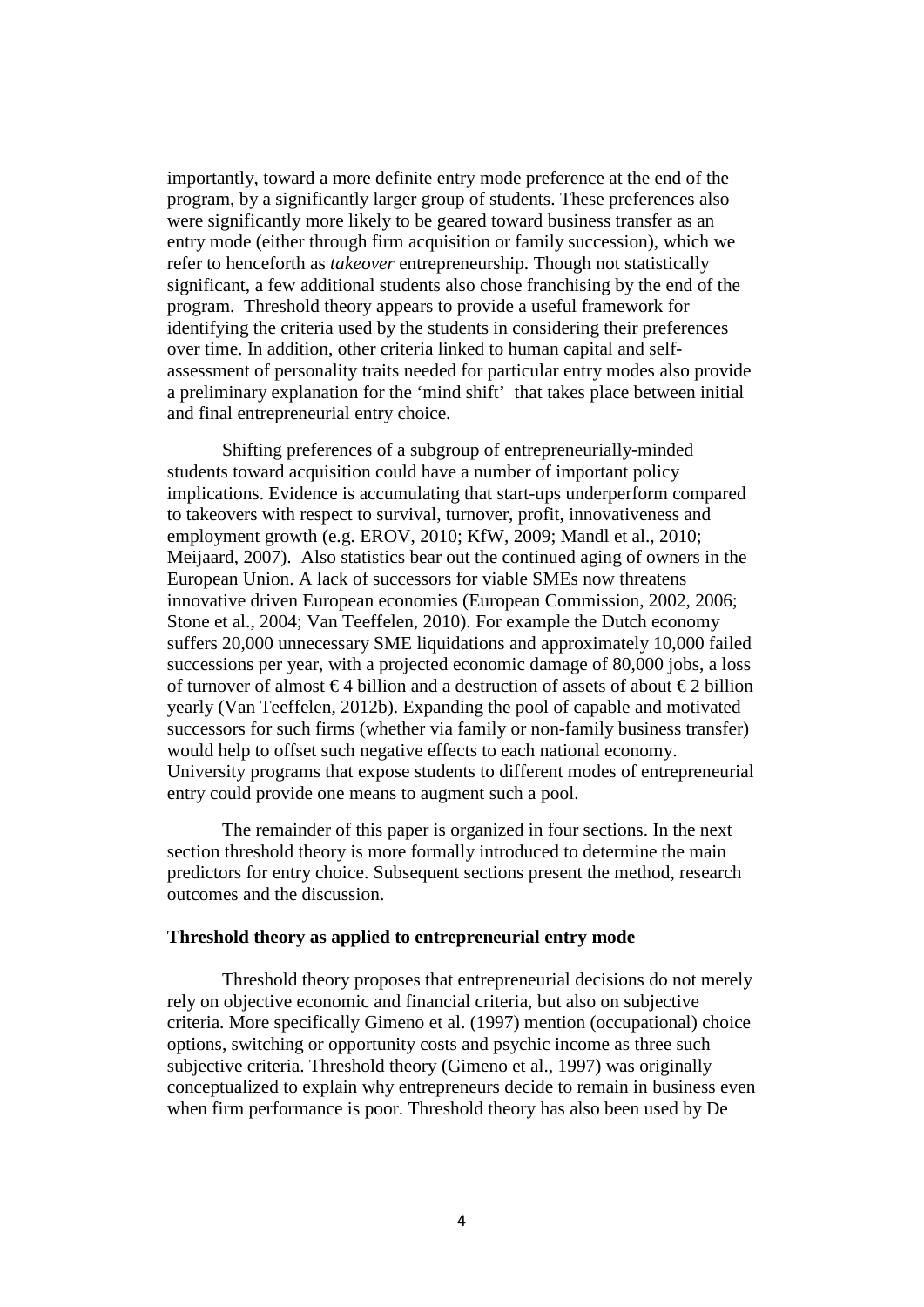importantly, toward a more definite entry mode preference at the end of the program, by a significantly larger group of students. These preferences also were significantly more likely to be geared toward business transfer as an entry mode (either through firm acquisition or family succession), which we refer to henceforth as *takeover* entrepreneurship. Though not statistically significant, a few additional students also chose franchising by the end of the program. Threshold theory appears to provide a useful framework for identifying the criteria used by the students in considering their preferences over time. In addition, other criteria linked to human capital and self-assessment of personality traits needed for particular entry modes also provide a preliminary explanation for the 'mind shift' that takes place between initial and final entrepreneurial entry choice.

Shifting preferences of a subgroup of entrepreneurially-minded students toward acquisition could have a number of important policy implications. Evidence is accumulating that start-ups underperform compared to takeovers with respect to survival, turnover, profit, innovativeness and employment growth (e.g. EROV, 2010; KfW, 2009; Mandl et al., 2010; Meijaard, 2007). Also statistics bear out the continued aging of owners in the European Union. A lack of successors for viable SMEs now threatens innovative driven European economies (European Commission, 2002, 2006; Stone et al., 2004; Van Teeffelen, 2010). For example the Dutch economy suffers 20,000 unnecessary SME liquidations and approximately 10,000 failed successions per year, with a projected economic damage of 80,000 jobs, a loss of turnover of almost € 4 billion and a destruction of assets of about € 2 billion yearly (Van Teeffelen, 2012b). Expanding the pool of capable and motivated successors for such firms (whether via family or non-family business transfer) would help to offset such negative effects to each national economy. University programs that expose students to different modes of entrepreneurial entry could provide one means to augment such a pool.

The remainder of this paper is organized in four sections. In the next section threshold theory is more formally introduced to determine the main predictors for entry choice. Subsequent sections present the method, research outcomes and the discussion.

## Threshold theory as applied to entrepreneurial entry mode

Threshold theory proposes that entrepreneurial decisions do not merely rely on objective economic and financial criteria, but also on subjective criteria. More specifically Gimeno et al. (1997) mention (occupational) choice options, switching or opportunity costs and psychic income as three such subjective criteria. Threshold theory (Gimeno et al., 1997) was originally conceptualized to explain why entrepreneurs decide to remain in business even when firm performance is poor. Threshold theory has also been used by De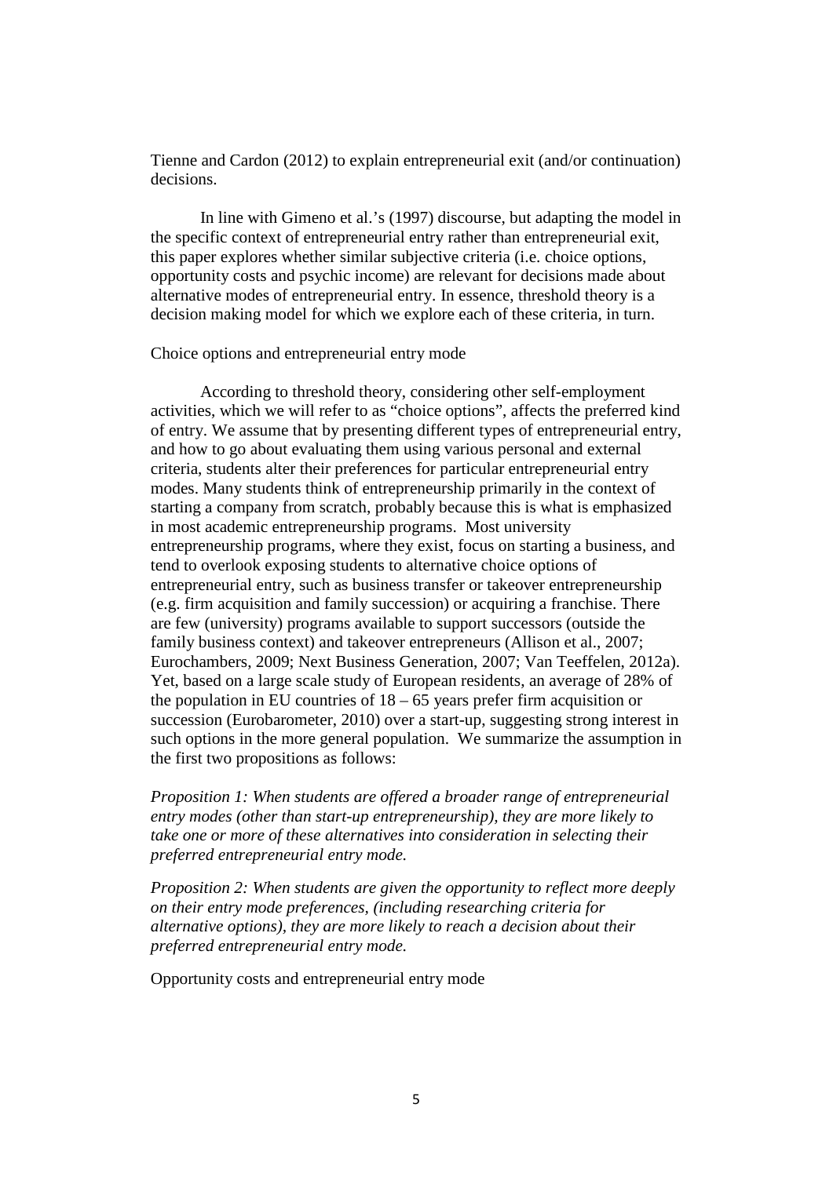Tienne and Cardon (2012) to explain entrepreneurial exit (and/or continuation) decisions.

In line with Gimeno et al.'s (1997) discourse, but adapting the model in the specific context of entrepreneurial entry rather than entrepreneurial exit, this paper explores whether similar subjective criteria (i.e. choice options, opportunity costs and psychic income) are relevant for decisions made about alternative modes of entrepreneurial entry. In essence, threshold theory is a decision making model for which we explore each of these criteria, in turn.

Choice options and entrepreneurial entry mode

According to threshold theory, considering other self-employment activities, which we will refer to as "choice options", affects the preferred kind of entry. We assume that by presenting different types of entrepreneurial entry, and how to go about evaluating them using various personal and external criteria, students alter their preferences for particular entrepreneurial entry modes. Many students think of entrepreneurship primarily in the context of starting a company from scratch, probably because this is what is emphasized in most academic entrepreneurship programs. Most university entrepreneurship programs, where they exist, focus on starting a business, and tend to overlook exposing students to alternative choice options of entrepreneurial entry, such as business transfer or takeover entrepreneurship (e.g. firm acquisition and family succession) or acquiring a franchise. There are few (university) programs available to support successors (outside the family business context) and takeover entrepreneurs (Allison et al., 2007; Eurochambers, 2009; Next Business Generation, 2007; Van Teeffelen, 2012a). Yet, based on a large scale study of European residents, an average of 28% of the population in EU countries of 18 – 65 years prefer firm acquisition or succession (Eurobarometer, 2010) over a start-up, suggesting strong interest in such options in the more general population. We summarize the assumption in the first two propositions as follows:

*Proposition 1: When students are offered a broader range of entrepreneurial entry modes (other than start-up entrepreneurship), they are more likely to take one or more of these alternatives into consideration in selecting their preferred entrepreneurial entry mode.*

*Proposition 2: When students are given the opportunity to reflect more deeply on their entry mode preferences, (including researching criteria for alternative options), they are more likely to reach a decision about their preferred entrepreneurial entry mode.*

Opportunity costs and entrepreneurial entry mode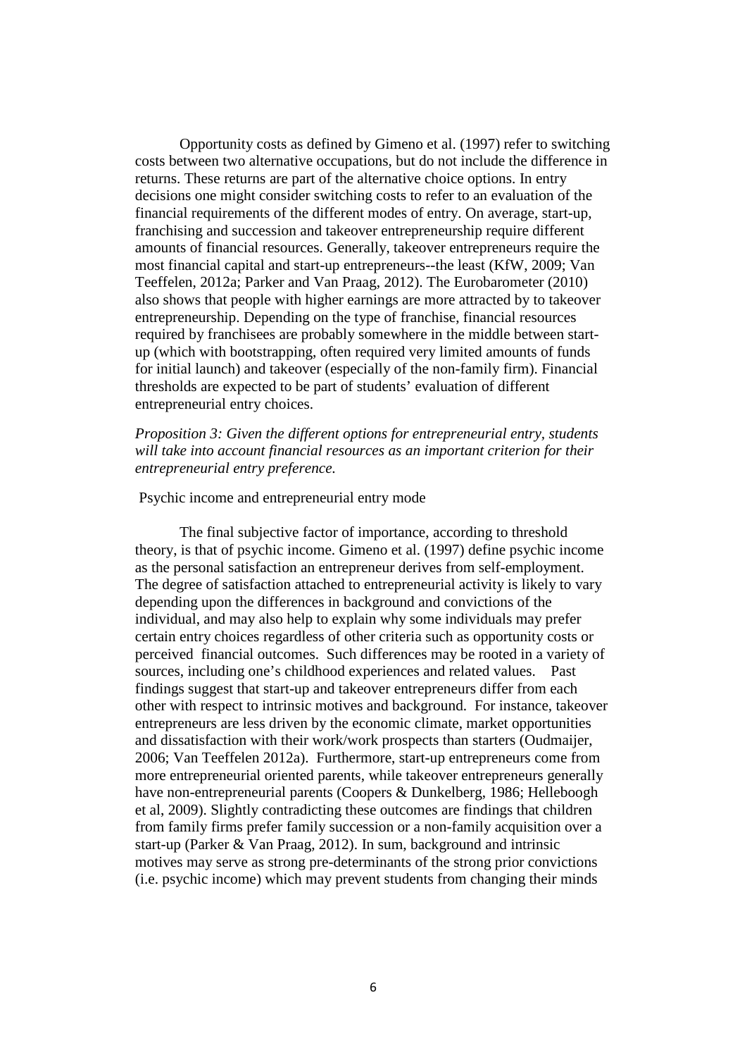Opportunity costs as defined by Gimeno et al. (1997) refer to switching costs between two alternative occupations, but do not include the difference in returns. These returns are part of the alternative choice options. In entry decisions one might consider switching costs to refer to an evaluation of the financial requirements of the different modes of entry. On average, start-up, franchising and succession and takeover entrepreneurship require different amounts of financial resources. Generally, takeover entrepreneurs require the most financial capital and start-up entrepreneurs--the least (KfW, 2009; Van Teeffelen, 2012a; Parker and Van Praag, 2012). The Eurobarometer (2010) also shows that people with higher earnings are more attracted by to takeover entrepreneurship. Depending on the type of franchise, financial resources required by franchisees are probably somewhere in the middle between start-up (which with bootstrapping, often required very limited amounts of funds for initial launch) and takeover (especially of the non-family firm). Financial thresholds are expected to be part of students' evaluation of different entrepreneurial entry choices.

*Proposition 3: Given the different options for entrepreneurial entry, students will take into account financial resources as an important criterion for their entrepreneurial entry preference.*

Psychic income and entrepreneurial entry mode

The final subjective factor of importance, according to threshold theory, is that of psychic income. Gimeno et al. (1997) define psychic income as the personal satisfaction an entrepreneur derives from self-employment. The degree of satisfaction attached to entrepreneurial activity is likely to vary depending upon the differences in background and convictions of the individual, and may also help to explain why some individuals may prefer certain entry choices regardless of other criteria such as opportunity costs or perceived financial outcomes. Such differences may be rooted in a variety of sources, including one's childhood experiences and related values. Past findings suggest that start-up and takeover entrepreneurs differ from each other with respect to intrinsic motives and background. For instance, takeover entrepreneurs are less driven by the economic climate, market opportunities and dissatisfaction with their work/work prospects than starters (Oudmaijer, 2006; Van Teeffelen 2012a). Furthermore, start-up entrepreneurs come from more entrepreneurial oriented parents, while takeover entrepreneurs generally have non-entrepreneurial parents (Coopers & Dunkelberg, 1986; Helleboogh et al, 2009). Slightly contradicting these outcomes are findings that children from family firms prefer family succession or a non-family acquisition over a start-up (Parker & Van Praag, 2012). In sum, background and intrinsic motives may serve as strong pre-determinants of the strong prior convictions (i.e. psychic income) which may prevent students from changing their minds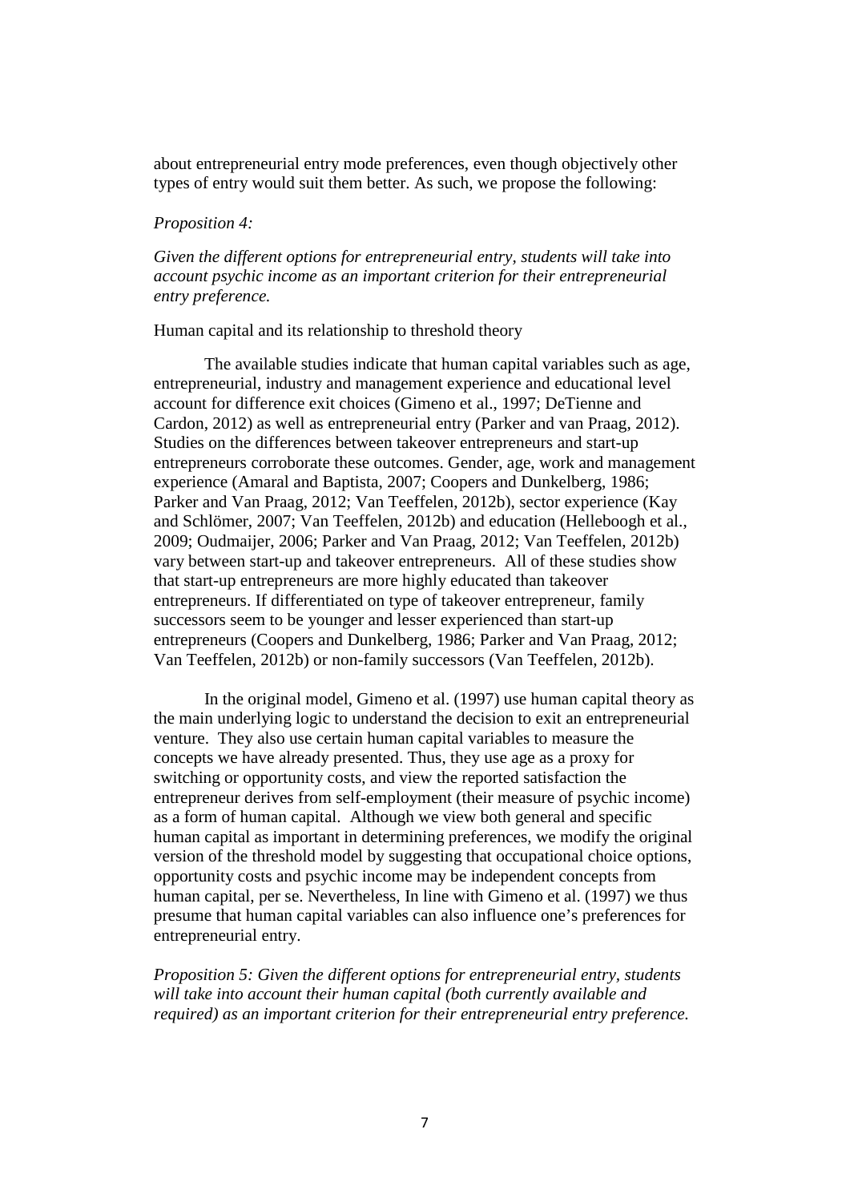about entrepreneurial entry mode preferences, even though objectively other types of entry would suit them better. As such, we propose the following:

*Proposition 4:*

*Given the different options for entrepreneurial entry, students will take into account psychic income as an important criterion for their entrepreneurial entry preference.*

Human capital and its relationship to threshold theory

The available studies indicate that human capital variables such as age, entrepreneurial, industry and management experience and educational level account for difference exit choices (Gimeno et al., 1997; DeTienne and Cardon, 2012) as well as entrepreneurial entry (Parker and van Praag, 2012). Studies on the differences between takeover entrepreneurs and start-up entrepreneurs corroborate these outcomes. Gender, age, work and management experience (Amaral and Baptista, 2007; Coopers and Dunkelberg, 1986; Parker and Van Praag, 2012; Van Teeffelen, 2012b), sector experience (Kay and Schlömer, 2007; Van Teeffelen, 2012b) and education (Helleboogh et al., 2009; Oudmaijer, 2006; Parker and Van Praag, 2012; Van Teeffelen, 2012b) vary between start-up and takeover entrepreneurs. All of these studies show that start-up entrepreneurs are more highly educated than takeover entrepreneurs. If differentiated on type of takeover entrepreneur, family successors seem to be younger and lesser experienced than start-up entrepreneurs (Coopers and Dunkelberg, 1986; Parker and Van Praag, 2012; Van Teeffelen, 2012b) or non-family successors (Van Teeffelen, 2012b).

In the original model, Gimeno et al. (1997) use human capital theory as the main underlying logic to understand the decision to exit an entrepreneurial venture. They also use certain human capital variables to measure the concepts we have already presented. Thus, they use age as a proxy for switching or opportunity costs, and view the reported satisfaction the entrepreneur derives from self-employment (their measure of psychic income) as a form of human capital. Although we view both general and specific human capital as important in determining preferences, we modify the original version of the threshold model by suggesting that occupational choice options, opportunity costs and psychic income may be independent concepts from human capital, per se. Nevertheless, In line with Gimeno et al. (1997) we thus presume that human capital variables can also influence one's preferences for entrepreneurial entry.

*Proposition 5: Given the different options for entrepreneurial entry, students will take into account their human capital (both currently available and required) as an important criterion for their entrepreneurial entry preference.*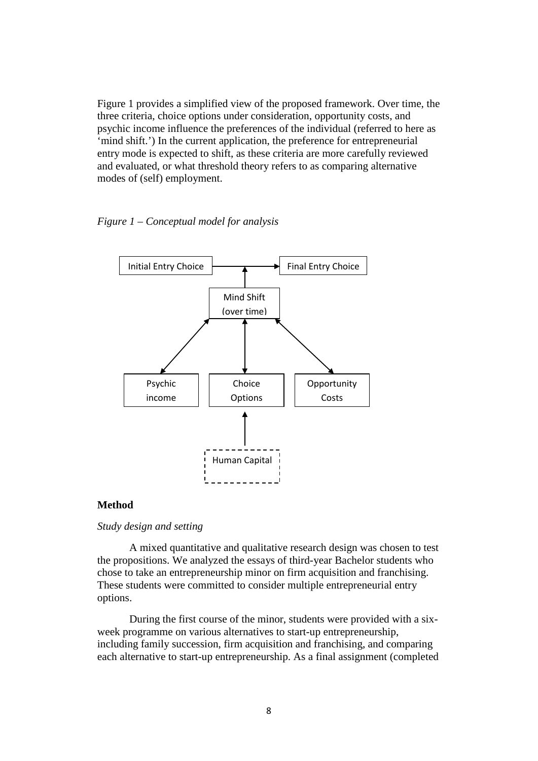Figure 1 provides a simplified view of the proposed framework. Over time, the three criteria, choice options under consideration, opportunity costs, and psychic income influence the preferences of the individual (referred to here as 'mind shift.') In the current application, the preference for entrepreneurial entry mode is expected to shift, as these criteria are more carefully reviewed and evaluated, or what threshold theory refers to as comparing alternative modes of (self) employment.

*Figure 1 – Conceptual model for analysis*

Initial Entry Choice → Final Entry Choice

Mind Shift (over time)

Psychic income

Choice Options

Opportunity Costs

Human Capital

## Method

*Study design and setting*

A mixed quantitative and qualitative research design was chosen to test the propositions. We analyzed the essays of third-year Bachelor students who chose to take an entrepreneurship minor on firm acquisition and franchising. These students were committed to consider multiple entrepreneurial entry options.

During the first course of the minor, students were provided with a six-week programme on various alternatives to start-up entrepreneurship, including family succession, firm acquisition and franchising, and comparing each alternative to start-up entrepreneurship. As a final assignment (completed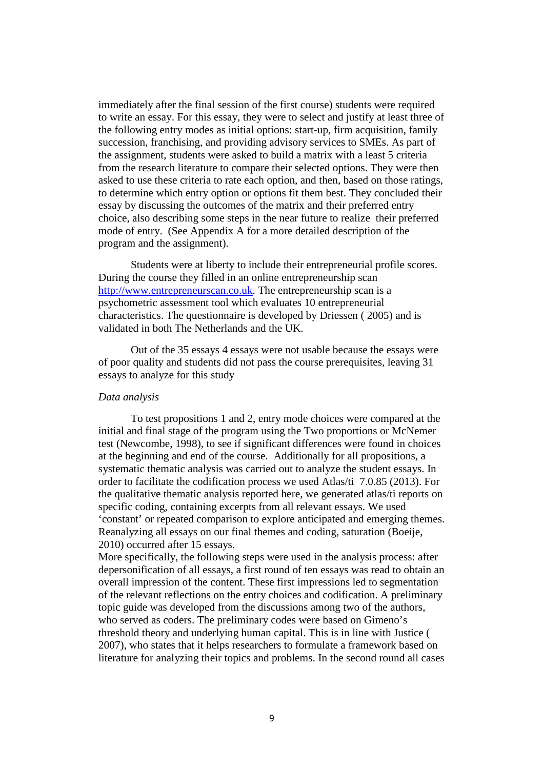immediately after the final session of the first course) students were required to write an essay. For this essay, they were to select and justify at least three of the following entry modes as initial options: start-up, firm acquisition, family succession, franchising, and providing advisory services to SMEs. As part of the assignment, students were asked to build a matrix with a least 5 criteria from the research literature to compare their selected options. They were then asked to use these criteria to rate each option, and then, based on those ratings, to determine which entry option or options fit them best. They concluded their essay by discussing the outcomes of the matrix and their preferred entry choice, also describing some steps in the near future to realize their preferred mode of entry. (See Appendix A for a more detailed description of the program and the assignment).

Students were at liberty to include their entrepreneurial profile scores. During the course they filled in an online entrepreneurship scan http://www.entrepreneurscan.co.uk. The entrepreneurship scan is a psychometric assessment tool which evaluates 10 entrepreneurial characteristics. The questionnaire is developed by Driessen ( 2005) and is validated in both The Netherlands and the UK.

Out of the 35 essays 4 essays were not usable because the essays were of poor quality and students did not pass the course prerequisites, leaving 31 essays to analyze for this study

*Data analysis*

To test propositions 1 and 2, entry mode choices were compared at the initial and final stage of the program using the Two proportions or McNemer test (Newcombe, 1998), to see if significant differences were found in choices at the beginning and end of the course. Additionally for all propositions, a systematic thematic analysis was carried out to analyze the student essays. In order to facilitate the codification process we used Atlas/ti 7.0.85 (2013). For the qualitative thematic analysis reported here, we generated atlas/ti reports on specific coding, containing excerpts from all relevant essays. We used 'constant' or repeated comparison to explore anticipated and emerging themes. Reanalyzing all essays on our final themes and coding, saturation (Boeije, 2010) occurred after 15 essays.
More specifically, the following steps were used in the analysis process: after depersonification of all essays, a first round of ten essays was read to obtain an overall impression of the content. These first impressions led to segmentation of the relevant reflections on the entry choices and codification. A preliminary topic guide was developed from the discussions among two of the authors, who served as coders. The preliminary codes were based on Gimeno's threshold theory and underlying human capital. This is in line with Justice ( 2007), who states that it helps researchers to formulate a framework based on literature for analyzing their topics and problems. In the second round all cases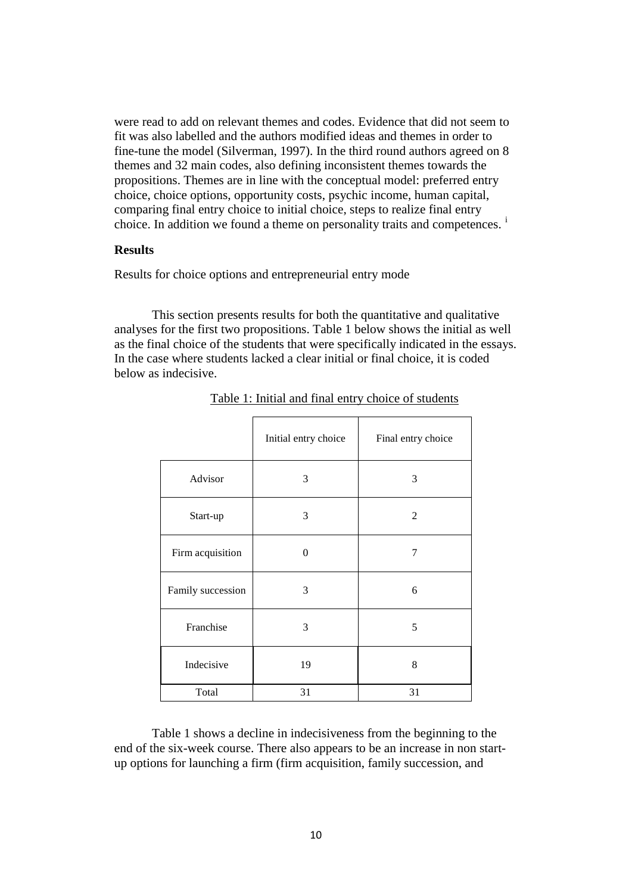were read to add on relevant themes and codes. Evidence that did not seem to fit was also labelled and the authors modified ideas and themes in order to fine-tune the model (Silverman, 1997). In the third round authors agreed on 8 themes and 32 main codes, also defining inconsistent themes towards the propositions. Themes are in line with the conceptual model: preferred entry choice, choice options, opportunity costs, psychic income, human capital, comparing final entry choice to initial choice, steps to realize final entry choice. In addition we found a theme on personality traits and competences. [i]

## Results

Results for choice options and entrepreneurial entry mode

This section presents results for both the quantitative and qualitative analyses for the first two propositions. Table 1 below shows the initial as well as the final choice of the students that were specifically indicated in the essays. In the case where students lacked a clear initial or final choice, it is coded below as indecisive.

Table 1: Initial and final entry choice of students

| | Initial entry choice | Final entry choice |
|---|---|---|
| Advisor | 3 | 3 |
| Start-up | 3 | 2 |
| Firm acquisition | 0 | 7 |
| Family succession | 3 | 6 |
| Franchise | 3 | 5 |
| Indecisive | 19 | 8 |
| Total | 31 | 31 |

Table 1 shows a decline in indecisiveness from the beginning to the end of the six-week course. There also appears to be an increase in non start-up options for launching a firm (firm acquisition, family succession, and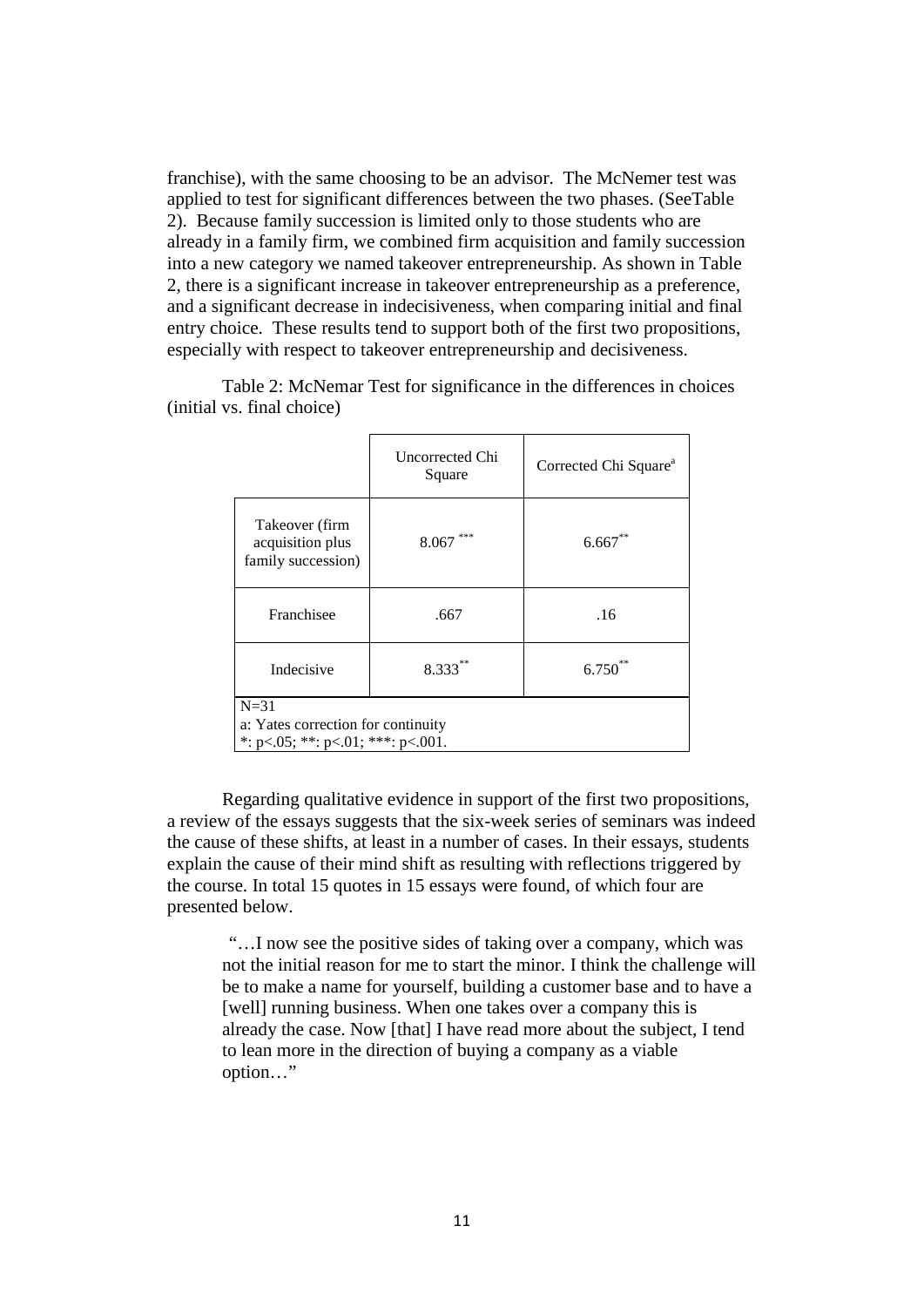franchise), with the same choosing to be an advisor. The McNemer test was applied to test for significant differences between the two phases. (SeeTable 2). Because family succession is limited only to those students who are already in a family firm, we combined firm acquisition and family succession into a new category we named takeover entrepreneurship. As shown in Table 2, there is a significant increase in takeover entrepreneurship as a preference, and a significant decrease in indecisiveness, when comparing initial and final entry choice. These results tend to support both of the first two propositions, especially with respect to takeover entrepreneurship and decisiveness.

Table 2: McNemar Test for significance in the differences in choices (initial vs. final choice)

| | Uncorrected Chi Square | Corrected Chi Square[a] |
|---|---|---|
| Takeover (firm acquisition plus family succession) | 8.067 *** | 6.667** |
| Franchisee | .667 | .16 |
| Indecisive | 8.333** | 6.750** |

N=31
a: Yates correction for continuity
*: p<.05; **: p<.01; ***: p<.001.

Regarding qualitative evidence in support of the first two propositions, a review of the essays suggests that the six-week series of seminars was indeed the cause of these shifts, at least in a number of cases. In their essays, students explain the cause of their mind shift as resulting with reflections triggered by the course. In total 15 quotes in 15 essays were found, of which four are presented below.

> "…I now see the positive sides of taking over a company, which was not the initial reason for me to start the minor. I think the challenge will be to make a name for yourself, building a customer base and to have a [well] running business. When one takes over a company this is already the case. Now [that] I have read more about the subject, I tend to lean more in the direction of buying a company as a viable option…"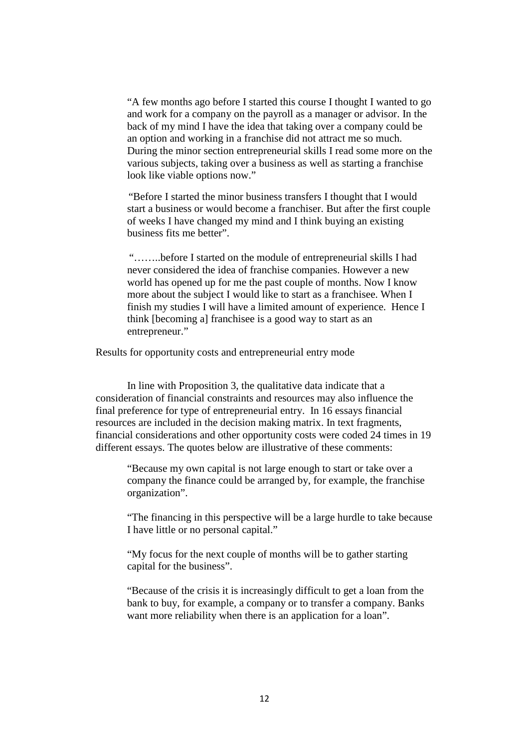> "A few months ago before I started this course I thought I wanted to go and work for a company on the payroll as a manager or advisor. In the back of my mind I have the idea that taking over a company could be an option and working in a franchise did not attract me so much. During the minor section entrepreneurial skills I read some more on the various subjects, taking over a business as well as starting a franchise look like viable options now."

> "Before I started the minor business transfers I thought that I would start a business or would become a franchiser. But after the first couple of weeks I have changed my mind and I think buying an existing business fits me better".

> "……..before I started on the module of entrepreneurial skills I had never considered the idea of franchise companies. However a new world has opened up for me the past couple of months. Now I know more about the subject I would like to start as a franchisee. When I finish my studies I will have a limited amount of experience. Hence I think [becoming a] franchisee is a good way to start as an entrepreneur."

Results for opportunity costs and entrepreneurial entry mode

In line with Proposition 3, the qualitative data indicate that a consideration of financial constraints and resources may also influence the final preference for type of entrepreneurial entry. In 16 essays financial resources are included in the decision making matrix. In text fragments, financial considerations and other opportunity costs were coded 24 times in 19 different essays. The quotes below are illustrative of these comments:

> "Because my own capital is not large enough to start or take over a company the finance could be arranged by, for example, the franchise organization".

> "The financing in this perspective will be a large hurdle to take because I have little or no personal capital."

> "My focus for the next couple of months will be to gather starting capital for the business".

> "Because of the crisis it is increasingly difficult to get a loan from the bank to buy, for example, a company or to transfer a company. Banks want more reliability when there is an application for a loan".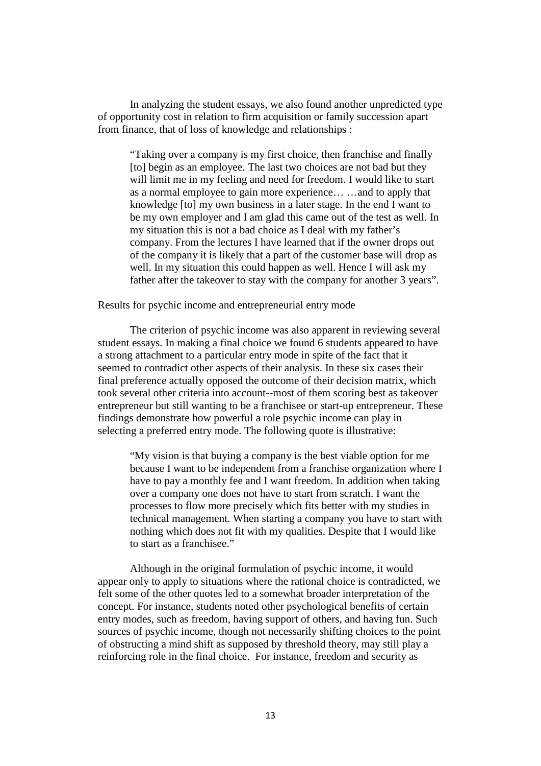In analyzing the student essays, we also found another unpredicted type of opportunity cost in relation to firm acquisition or family succession apart from finance, that of loss of knowledge and relationships :

> "Taking over a company is my first choice, then franchise and finally [to] begin as an employee. The last two choices are not bad but they will limit me in my feeling and need for freedom. I would like to start as a normal employee to gain more experience… …and to apply that knowledge [to] my own business in a later stage. In the end I want to be my own employer and I am glad this came out of the test as well. In my situation this is not a bad choice as I deal with my father's company. From the lectures I have learned that if the owner drops out of the company it is likely that a part of the customer base will drop as well. In my situation this could happen as well. Hence I will ask my father after the takeover to stay with the company for another 3 years".

Results for psychic income and entrepreneurial entry mode

The criterion of psychic income was also apparent in reviewing several student essays. In making a final choice we found 6 students appeared to have a strong attachment to a particular entry mode in spite of the fact that it seemed to contradict other aspects of their analysis. In these six cases their final preference actually opposed the outcome of their decision matrix, which took several other criteria into account--most of them scoring best as takeover entrepreneur but still wanting to be a franchisee or start-up entrepreneur. These findings demonstrate how powerful a role psychic income can play in selecting a preferred entry mode. The following quote is illustrative:

> "My vision is that buying a company is the best viable option for me because I want to be independent from a franchise organization where I have to pay a monthly fee and I want freedom. In addition when taking over a company one does not have to start from scratch. I want the processes to flow more precisely which fits better with my studies in technical management. When starting a company you have to start with nothing which does not fit with my qualities. Despite that I would like to start as a franchisee."

Although in the original formulation of psychic income, it would appear only to apply to situations where the rational choice is contradicted, we felt some of the other quotes led to a somewhat broader interpretation of the concept. For instance, students noted other psychological benefits of certain entry modes, such as freedom, having support of others, and having fun. Such sources of psychic income, though not necessarily shifting choices to the point of obstructing a mind shift as supposed by threshold theory, may still play a reinforcing role in the final choice. For instance, freedom and security as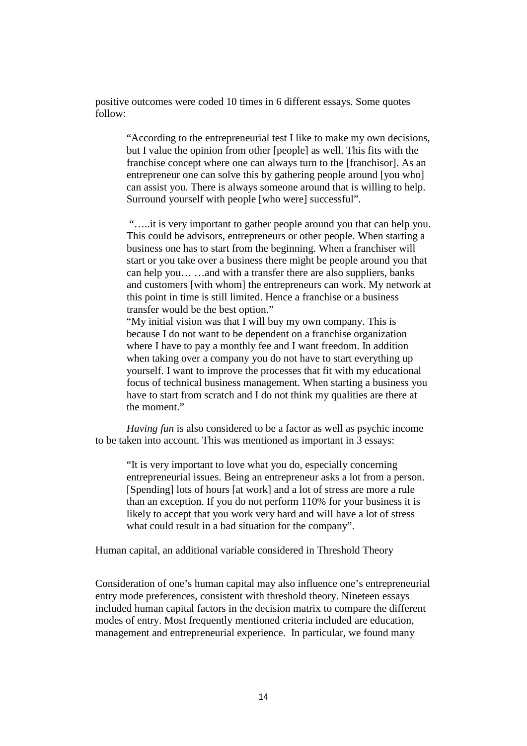positive outcomes were coded 10 times in 6 different essays. Some quotes follow:

> "According to the entrepreneurial test I like to make my own decisions, but I value the opinion from other [people] as well. This fits with the franchise concept where one can always turn to the [franchisor]. As an entrepreneur one can solve this by gathering people around [you who] can assist you. There is always someone around that is willing to help. Surround yourself with people [who were] successful".
>
> "…..it is very important to gather people around you that can help you. This could be advisors, entrepreneurs or other people. When starting a business one has to start from the beginning. When a franchiser will start or you take over a business there might be people around you that can help you… …and with a transfer there are also suppliers, banks and customers [with whom] the entrepreneurs can work. My network at this point in time is still limited. Hence a franchise or a business transfer would be the best option."
>
> "My initial vision was that I will buy my own company. This is because I do not want to be dependent on a franchise organization where I have to pay a monthly fee and I want freedom. In addition when taking over a company you do not have to start everything up yourself. I want to improve the processes that fit with my educational focus of technical business management. When starting a business you have to start from scratch and I do not think my qualities are there at the moment."

*Having fun* is also considered to be a factor as well as psychic income to be taken into account. This was mentioned as important in 3 essays:

> "It is very important to love what you do, especially concerning entrepreneurial issues. Being an entrepreneur asks a lot from a person. [Spending] lots of hours [at work] and a lot of stress are more a rule than an exception. If you do not perform 110% for your business it is likely to accept that you work very hard and will have a lot of stress what could result in a bad situation for the company".

## Human capital, an additional variable considered in Threshold Theory

Consideration of one's human capital may also influence one's entrepreneurial entry mode preferences, consistent with threshold theory. Nineteen essays included human capital factors in the decision matrix to compare the different modes of entry. Most frequently mentioned criteria included are education, management and entrepreneurial experience. In particular, we found many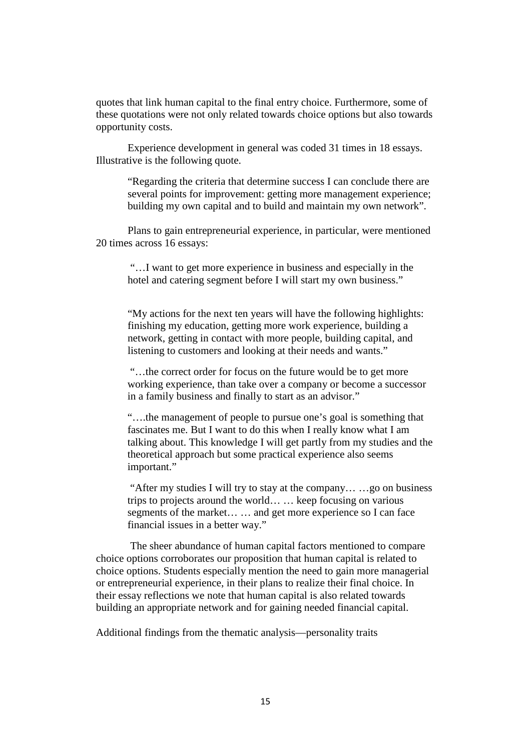quotes that link human capital to the final entry choice. Furthermore, some of these quotations were not only related towards choice options but also towards opportunity costs.

Experience development in general was coded 31 times in 18 essays. Illustrative is the following quote.

> "Regarding the criteria that determine success I can conclude there are several points for improvement: getting more management experience; building my own capital and to build and maintain my own network".

Plans to gain entrepreneurial experience, in particular, were mentioned 20 times across 16 essays:

> "…I want to get more experience in business and especially in the hotel and catering segment before I will start my own business."

> "My actions for the next ten years will have the following highlights: finishing my education, getting more work experience, building a network, getting in contact with more people, building capital, and listening to customers and looking at their needs and wants."

> "…the correct order for focus on the future would be to get more working experience, than take over a company or become a successor in a family business and finally to start as an advisor."

> "….the management of people to pursue one's goal is something that fascinates me. But I want to do this when I really know what I am talking about. This knowledge I will get partly from my studies and the theoretical approach but some practical experience also seems important."

> "After my studies I will try to stay at the company… …go on business trips to projects around the world… … keep focusing on various segments of the market… … and get more experience so I can face financial issues in a better way."

The sheer abundance of human capital factors mentioned to compare choice options corroborates our proposition that human capital is related to choice options. Students especially mention the need to gain more managerial or entrepreneurial experience, in their plans to realize their final choice. In their essay reflections we note that human capital is also related towards building an appropriate network and for gaining needed financial capital.

Additional findings from the thematic analysis—personality traits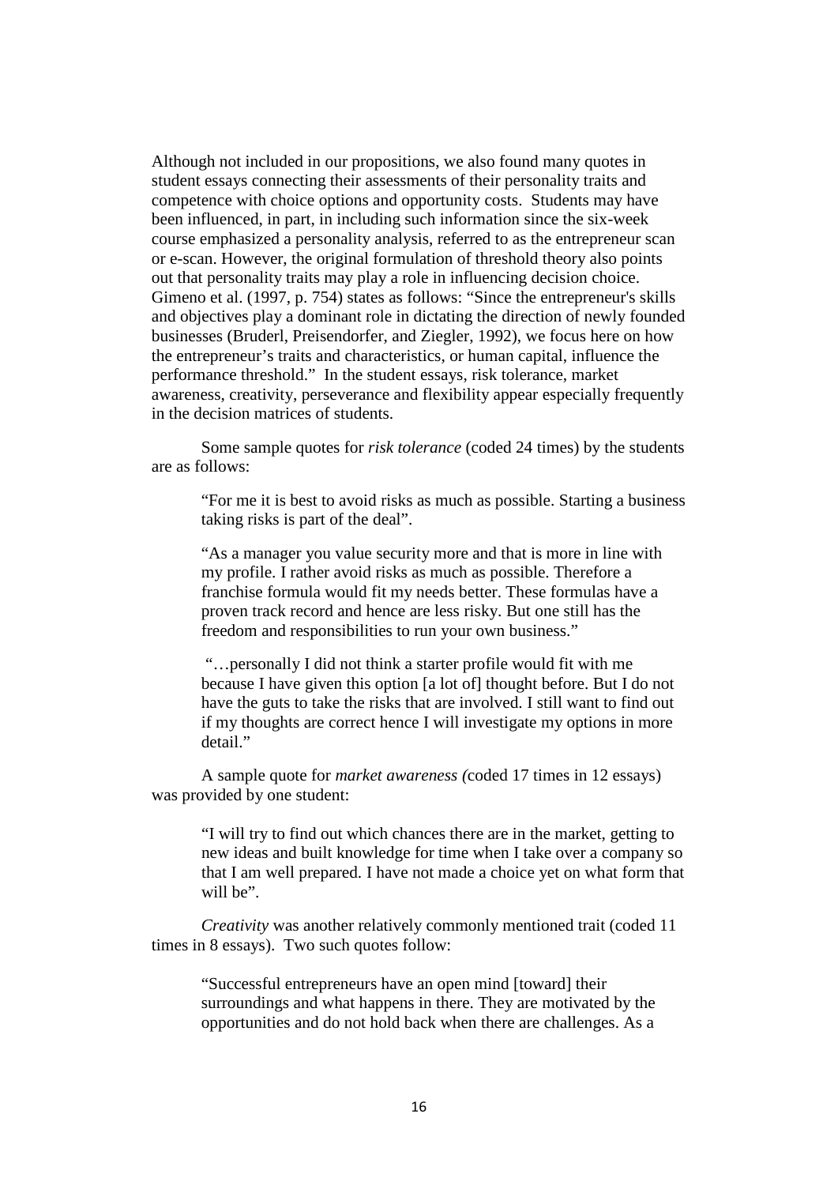Although not included in our propositions, we also found many quotes in student essays connecting their assessments of their personality traits and competence with choice options and opportunity costs. Students may have been influenced, in part, in including such information since the six-week course emphasized a personality analysis, referred to as the entrepreneur scan or e-scan. However, the original formulation of threshold theory also points out that personality traits may play a role in influencing decision choice. Gimeno et al. (1997, p. 754) states as follows: "Since the entrepreneur's skills and objectives play a dominant role in dictating the direction of newly founded businesses (Bruderl, Preisendorfer, and Ziegler, 1992), we focus here on how the entrepreneur's traits and characteristics, or human capital, influence the performance threshold." In the student essays, risk tolerance, market awareness, creativity, perseverance and flexibility appear especially frequently in the decision matrices of students.

Some sample quotes for *risk tolerance* (coded 24 times) by the students are as follows:

> "For me it is best to avoid risks as much as possible. Starting a business taking risks is part of the deal".

> "As a manager you value security more and that is more in line with my profile. I rather avoid risks as much as possible. Therefore a franchise formula would fit my needs better. These formulas have a proven track record and hence are less risky. But one still has the freedom and responsibilities to run your own business."

> "…personally I did not think a starter profile would fit with me because I have given this option [a lot of] thought before. But I do not have the guts to take the risks that are involved. I still want to find out if my thoughts are correct hence I will investigate my options in more detail."

A sample quote for *market awareness (*coded 17 times in 12 essays) was provided by one student:

> "I will try to find out which chances there are in the market, getting to new ideas and built knowledge for time when I take over a company so that I am well prepared. I have not made a choice yet on what form that will be".

*Creativity* was another relatively commonly mentioned trait (coded 11 times in 8 essays). Two such quotes follow:

> "Successful entrepreneurs have an open mind [toward] their surroundings and what happens in there. They are motivated by the opportunities and do not hold back when there are challenges. As a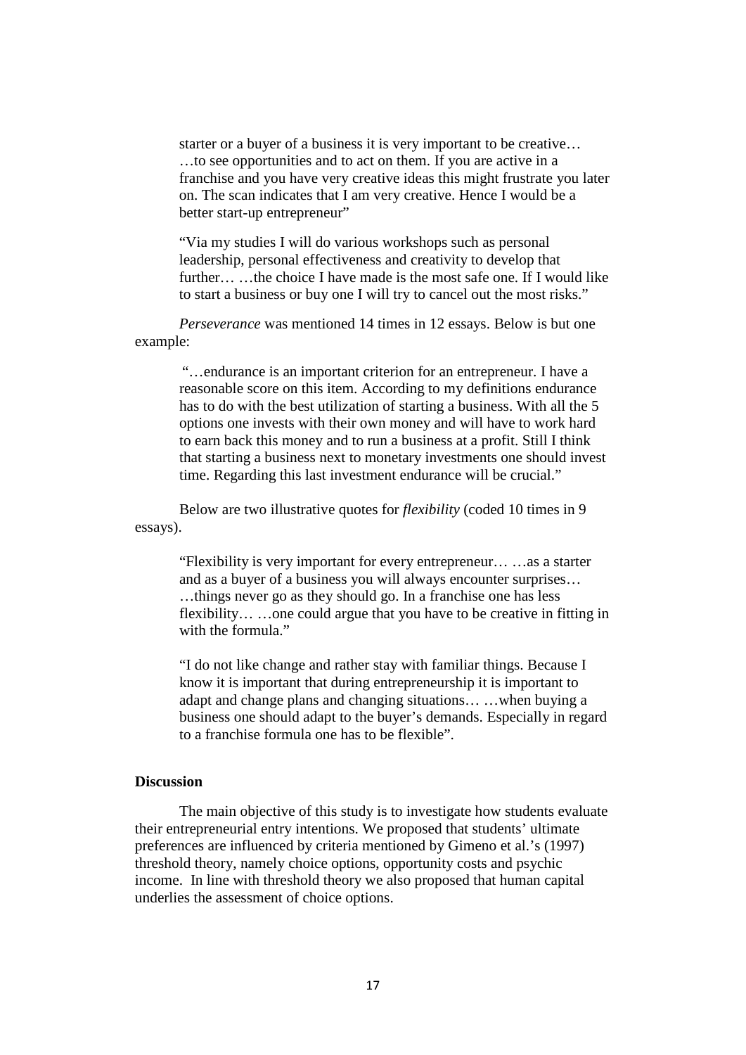> starter or a buyer of a business it is very important to be creative… …to see opportunities and to act on them. If you are active in a franchise and you have very creative ideas this might frustrate you later on. The scan indicates that I am very creative. Hence I would be a better start-up entrepreneur"

> "Via my studies I will do various workshops such as personal leadership, personal effectiveness and creativity to develop that further… …the choice I have made is the most safe one. If I would like to start a business or buy one I will try to cancel out the most risks."

*Perseverance* was mentioned 14 times in 12 essays. Below is but one example:

> "…endurance is an important criterion for an entrepreneur. I have a reasonable score on this item. According to my definitions endurance has to do with the best utilization of starting a business. With all the 5 options one invests with their own money and will have to work hard to earn back this money and to run a business at a profit. Still I think that starting a business next to monetary investments one should invest time. Regarding this last investment endurance will be crucial."

Below are two illustrative quotes for *flexibility* (coded 10 times in 9 essays).

> "Flexibility is very important for every entrepreneur… …as a starter and as a buyer of a business you will always encounter surprises… …things never go as they should go. In a franchise one has less flexibility… …one could argue that you have to be creative in fitting in with the formula."

> "I do not like change and rather stay with familiar things. Because I know it is important that during entrepreneurship it is important to adapt and change plans and changing situations… …when buying a business one should adapt to the buyer's demands. Especially in regard to a franchise formula one has to be flexible".

**Discussion**

The main objective of this study is to investigate how students evaluate their entrepreneurial entry intentions. We proposed that students' ultimate preferences are influenced by criteria mentioned by Gimeno et al.'s (1997) threshold theory, namely choice options, opportunity costs and psychic income. In line with threshold theory we also proposed that human capital underlies the assessment of choice options.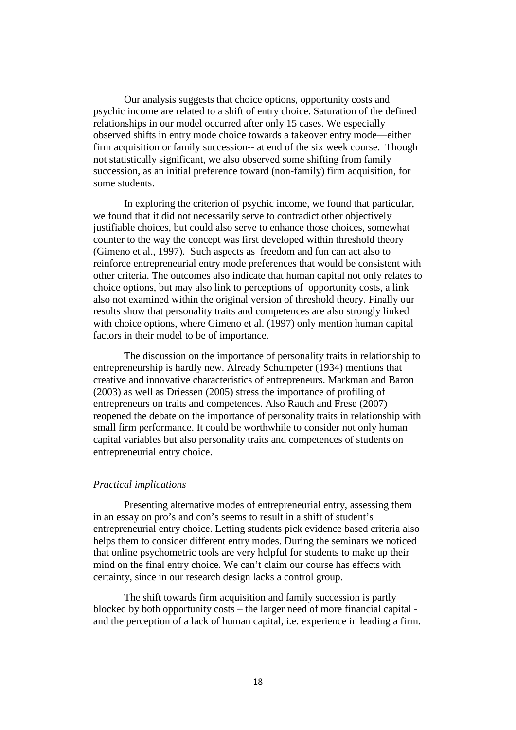Our analysis suggests that choice options, opportunity costs and psychic income are related to a shift of entry choice. Saturation of the defined relationships in our model occurred after only 15 cases. We especially observed shifts in entry mode choice towards a takeover entry mode—either firm acquisition or family succession-- at end of the six week course. Though not statistically significant, we also observed some shifting from family succession, as an initial preference toward (non-family) firm acquisition, for some students.

In exploring the criterion of psychic income, we found that particular, we found that it did not necessarily serve to contradict other objectively justifiable choices, but could also serve to enhance those choices, somewhat counter to the way the concept was first developed within threshold theory (Gimeno et al., 1997). Such aspects as freedom and fun can act also to reinforce entrepreneurial entry mode preferences that would be consistent with other criteria. The outcomes also indicate that human capital not only relates to choice options, but may also link to perceptions of opportunity costs, a link also not examined within the original version of threshold theory. Finally our results show that personality traits and competences are also strongly linked with choice options, where Gimeno et al. (1997) only mention human capital factors in their model to be of importance.

The discussion on the importance of personality traits in relationship to entrepreneurship is hardly new. Already Schumpeter (1934) mentions that creative and innovative characteristics of entrepreneurs. Markman and Baron (2003) as well as Driessen (2005) stress the importance of profiling of entrepreneurs on traits and competences. Also Rauch and Frese (2007) reopened the debate on the importance of personality traits in relationship with small firm performance. It could be worthwhile to consider not only human capital variables but also personality traits and competences of students on entrepreneurial entry choice.

*Practical implications*

Presenting alternative modes of entrepreneurial entry, assessing them in an essay on pro's and con's seems to result in a shift of student's entrepreneurial entry choice. Letting students pick evidence based criteria also helps them to consider different entry modes. During the seminars we noticed that online psychometric tools are very helpful for students to make up their mind on the final entry choice. We can't claim our course has effects with certainty, since in our research design lacks a control group.

The shift towards firm acquisition and family succession is partly blocked by both opportunity costs – the larger need of more financial capital - and the perception of a lack of human capital, i.e. experience in leading a firm.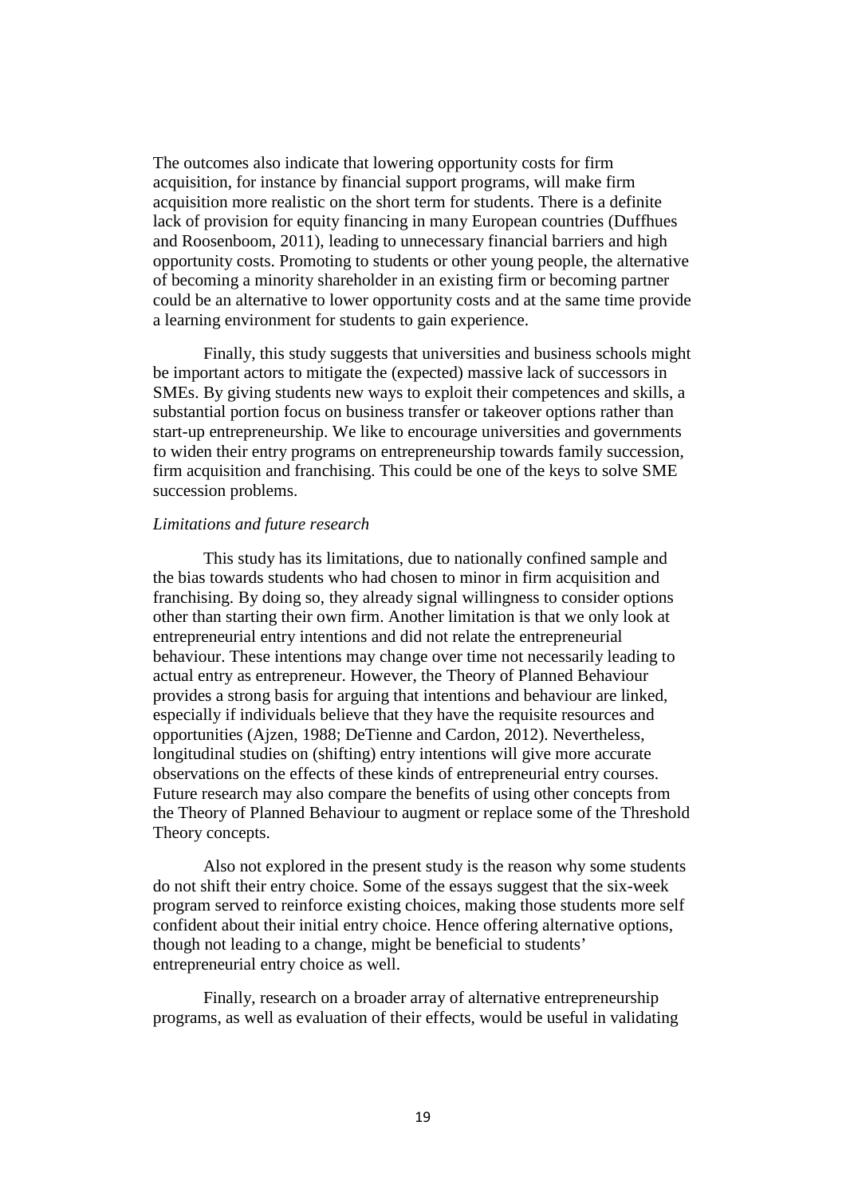The outcomes also indicate that lowering opportunity costs for firm acquisition, for instance by financial support programs, will make firm acquisition more realistic on the short term for students. There is a definite lack of provision for equity financing in many European countries (Duffhues and Roosenboom, 2011), leading to unnecessary financial barriers and high opportunity costs. Promoting to students or other young people, the alternative of becoming a minority shareholder in an existing firm or becoming partner could be an alternative to lower opportunity costs and at the same time provide a learning environment for students to gain experience.

Finally, this study suggests that universities and business schools might be important actors to mitigate the (expected) massive lack of successors in SMEs. By giving students new ways to exploit their competences and skills, a substantial portion focus on business transfer or takeover options rather than start-up entrepreneurship. We like to encourage universities and governments to widen their entry programs on entrepreneurship towards family succession, firm acquisition and franchising. This could be one of the keys to solve SME succession problems.

*Limitations and future research*

This study has its limitations, due to nationally confined sample and the bias towards students who had chosen to minor in firm acquisition and franchising. By doing so, they already signal willingness to consider options other than starting their own firm. Another limitation is that we only look at entrepreneurial entry intentions and did not relate the entrepreneurial behaviour. These intentions may change over time not necessarily leading to actual entry as entrepreneur. However, the Theory of Planned Behaviour provides a strong basis for arguing that intentions and behaviour are linked, especially if individuals believe that they have the requisite resources and opportunities (Ajzen, 1988; DeTienne and Cardon, 2012). Nevertheless, longitudinal studies on (shifting) entry intentions will give more accurate observations on the effects of these kinds of entrepreneurial entry courses. Future research may also compare the benefits of using other concepts from the Theory of Planned Behaviour to augment or replace some of the Threshold Theory concepts.

Also not explored in the present study is the reason why some students do not shift their entry choice. Some of the essays suggest that the six-week program served to reinforce existing choices, making those students more self confident about their initial entry choice. Hence offering alternative options, though not leading to a change, might be beneficial to students' entrepreneurial entry choice as well.

Finally, research on a broader array of alternative entrepreneurship programs, as well as evaluation of their effects, would be useful in validating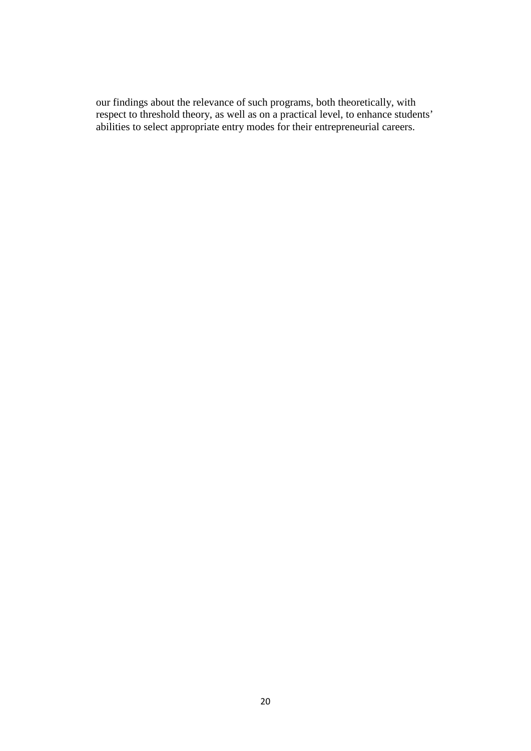our findings about the relevance of such programs, both theoretically, with respect to threshold theory, as well as on a practical level, to enhance students' abilities to select appropriate entry modes for their entrepreneurial careers.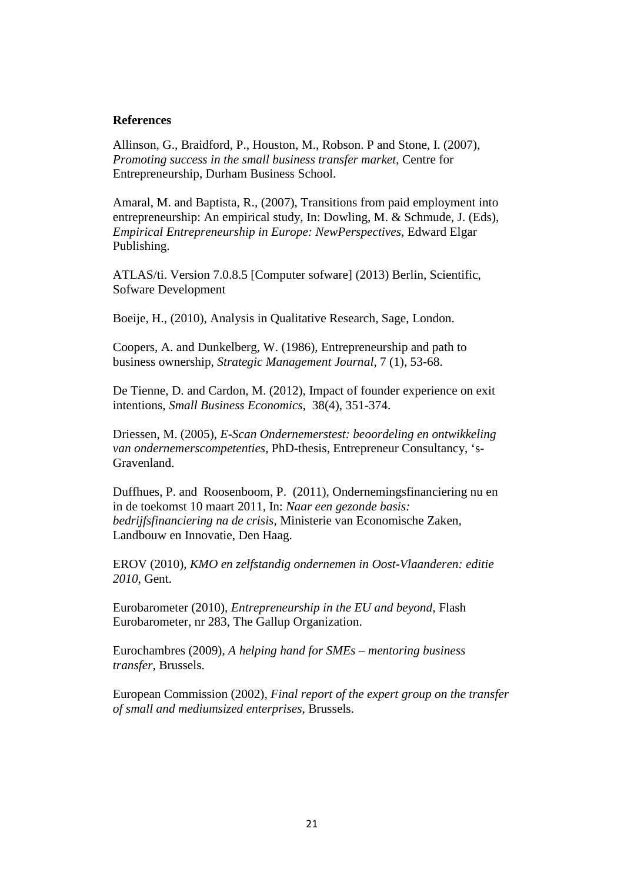**References**

Allinson, G., Braidford, P., Houston, M., Robson. P and Stone, I. (2007), *Promoting success in the small business transfer market*, Centre for Entrepreneurship, Durham Business School.

Amaral, M. and Baptista, R., (2007), Transitions from paid employment into entrepreneurship: An empirical study, In: Dowling, M. & Schmude, J. (Eds), *Empirical Entrepreneurship in Europe: NewPerspectives*, Edward Elgar Publishing.

ATLAS/ti. Version 7.0.8.5 [Computer sofware] (2013) Berlin, Scientific, Sofware Development

Boeije, H., (2010), Analysis in Qualitative Research, Sage, London.

Coopers, A. and Dunkelberg, W. (1986), Entrepreneurship and path to business ownership, *Strategic Management Journal*, 7 (1), 53-68.

De Tienne, D. and Cardon, M. (2012), Impact of founder experience on exit intentions, *Small Business Economics*, 38(4), 351-374.

Driessen, M. (2005), *E-Scan Ondernemerstest: beoordeling en ontwikkeling van ondernemerscompetenties*, PhD-thesis, Entrepreneur Consultancy, 's-Gravenland.

Duffhues, P. and Roosenboom, P. (2011), Ondernemingsfinanciering nu en in de toekomst 10 maart 2011, In: *Naar een gezonde basis: bedrijfsfinanciering na de crisis*, Ministerie van Economische Zaken, Landbouw en Innovatie, Den Haag.

EROV (2010), *KMO en zelfstandig ondernemen in Oost-Vlaanderen: editie 2010*, Gent.

Eurobarometer (2010), *Entrepreneurship in the EU and beyond*, Flash Eurobarometer, nr 283, The Gallup Organization.

Eurochambres (2009), *A helping hand for SMEs – mentoring business transfer*, Brussels.

European Commission (2002), *Final report of the expert group on the transfer of small and mediumsized enterprises*, Brussels.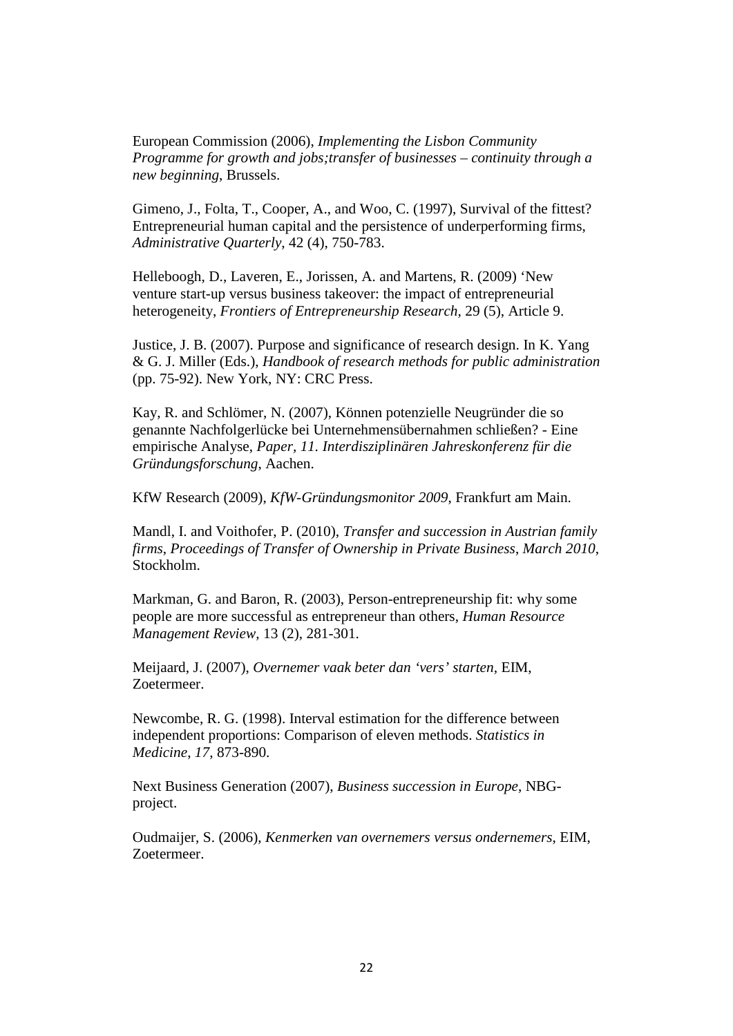European Commission (2006), *Implementing the Lisbon Community Programme for growth and jobs;transfer of businesses – continuity through a new beginning*, Brussels.

Gimeno, J., Folta, T., Cooper, A., and Woo, C. (1997), Survival of the fittest? Entrepreneurial human capital and the persistence of underperforming firms, *Administrative Quarterly*, 42 (4), 750-783.

Helleboogh, D., Laveren, E., Jorissen, A. and Martens, R. (2009) 'New venture start-up versus business takeover: the impact of entrepreneurial heterogeneity, *Frontiers of Entrepreneurship Research*, 29 (5), Article 9.

Justice, J. B. (2007). Purpose and significance of research design. In K. Yang & G. J. Miller (Eds.), *Handbook of research methods for public administration* (pp. 75-92). New York, NY: CRC Press.

Kay, R. and Schlömer, N. (2007), Können potenzielle Neugründer die so genannte Nachfolgerlücke bei Unternehmensübernahmen schließen? - Eine empirische Analyse, *Paper, 11. Interdisziplinären Jahreskonferenz für die Gründungsforschung*, Aachen.

KfW Research (2009), *KfW-Gründungsmonitor 2009*, Frankfurt am Main.

Mandl, I. and Voithofer, P. (2010), *Transfer and succession in Austrian family firms, Proceedings of Transfer of Ownership in Private Business, March 2010*, Stockholm.

Markman, G. and Baron, R. (2003), Person-entrepreneurship fit: why some people are more successful as entrepreneur than others, *Human Resource Management Review*, 13 (2), 281-301.

Meijaard, J. (2007), *Overnemer vaak beter dan 'vers' starten*, EIM, Zoetermeer.

Newcombe, R. G. (1998). Interval estimation for the difference between independent proportions: Comparison of eleven methods. *Statistics in Medicine*, *17*, 873-890.

Next Business Generation (2007), *Business succession in Europe*, NBG-project.

Oudmaijer, S. (2006), *Kenmerken van overnemers versus ondernemers*, EIM, Zoetermeer.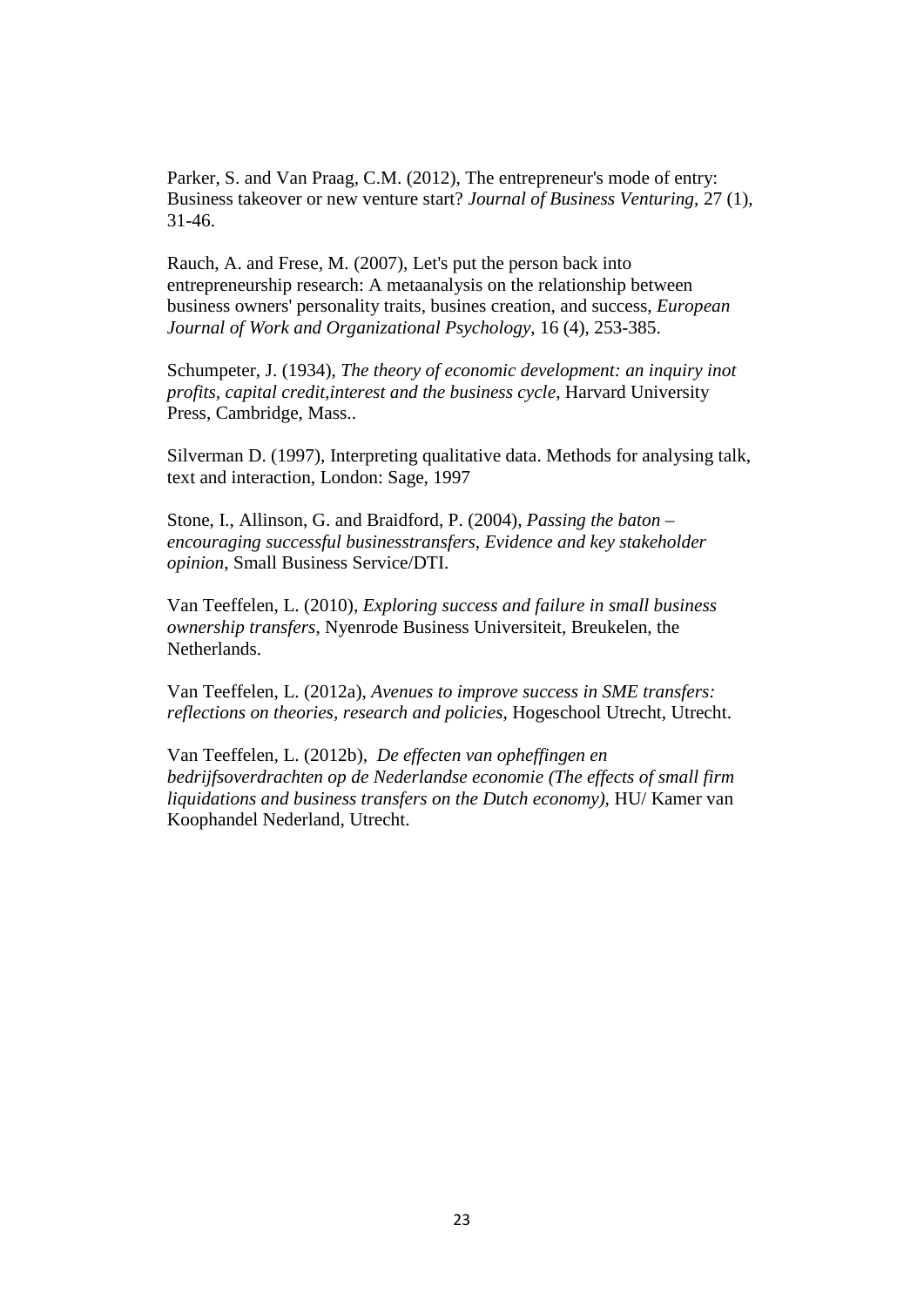Parker, S. and Van Praag, C.M. (2012), The entrepreneur's mode of entry: Business takeover or new venture start? *Journal of Business Venturing*, 27 (1), 31-46.

Rauch, A. and Frese, M. (2007), Let's put the person back into entrepreneurship research: A metaanalysis on the relationship between business owners' personality traits, busines creation, and success, *European Journal of Work and Organizational Psychology*, 16 (4), 253-385.

Schumpeter, J. (1934), *The theory of economic development: an inquiry inot profits, capital credit,interest and the business cycle*, Harvard University Press, Cambridge, Mass..

Silverman D. (1997), Interpreting qualitative data. Methods for analysing talk, text and interaction, London: Sage, 1997

Stone, I., Allinson, G. and Braidford, P. (2004), *Passing the baton – encouraging successful businesstransfers, Evidence and key stakeholder opinion*, Small Business Service/DTI.

Van Teeffelen, L. (2010), *Exploring success and failure in small business ownership transfers*, Nyenrode Business Universiteit, Breukelen, the Netherlands.

Van Teeffelen, L. (2012a), *Avenues to improve success in SME transfers: reflections on theories, research and policies*, Hogeschool Utrecht, Utrecht.

Van Teeffelen, L. (2012b), *De effecten van opheffingen en bedrijfsoverdrachten op de Nederlandse economie (The effects of small firm liquidations and business transfers on the Dutch economy)*, HU/ Kamer van Koophandel Nederland, Utrecht.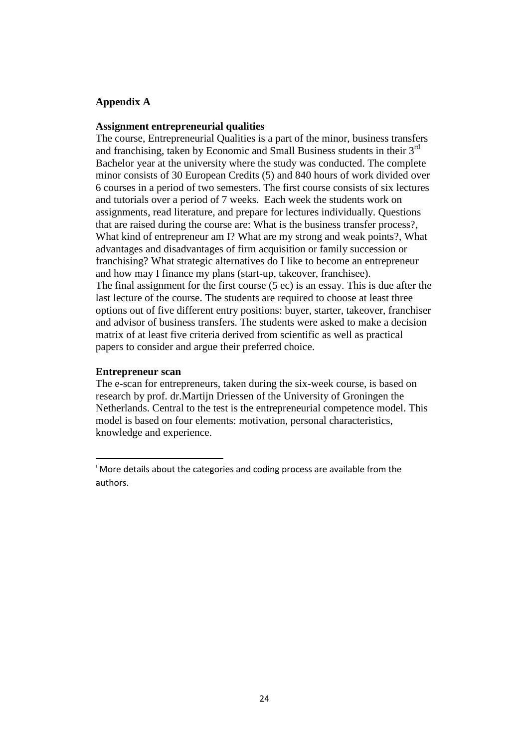## Appendix A

### Assignment entrepreneurial qualities

The course, Entrepreneurial Qualities is a part of the minor, business transfers and franchising, taken by Economic and Small Business students in their 3rd Bachelor year at the university where the study was conducted. The complete minor consists of 30 European Credits (5) and 840 hours of work divided over 6 courses in a period of two semesters. The first course consists of six lectures and tutorials over a period of 7 weeks. Each week the students work on assignments, read literature, and prepare for lectures individually. Questions that are raised during the course are: What is the business transfer process?, What kind of entrepreneur am I? What are my strong and weak points?, What advantages and disadvantages of firm acquisition or family succession or franchising? What strategic alternatives do I like to become an entrepreneur and how may I finance my plans (start-up, takeover, franchisee).
The final assignment for the first course (5 ec) is an essay. This is due after the last lecture of the course. The students are required to choose at least three options out of five different entry positions: buyer, starter, takeover, franchiser and advisor of business transfers. The students were asked to make a decision matrix of at least five criteria derived from scientific as well as practical papers to consider and argue their preferred choice.

### Entrepreneur scan

The e-scan for entrepreneurs, taken during the six-week course, is based on research by prof. dr.Martijn Driessen of the University of Groningen the Netherlands. Central to the test is the entrepreneurial competence model. This model is based on four elements: motivation, personal characteristics, knowledge and experience.

---

[i] More details about the categories and coding process are available from the authors.